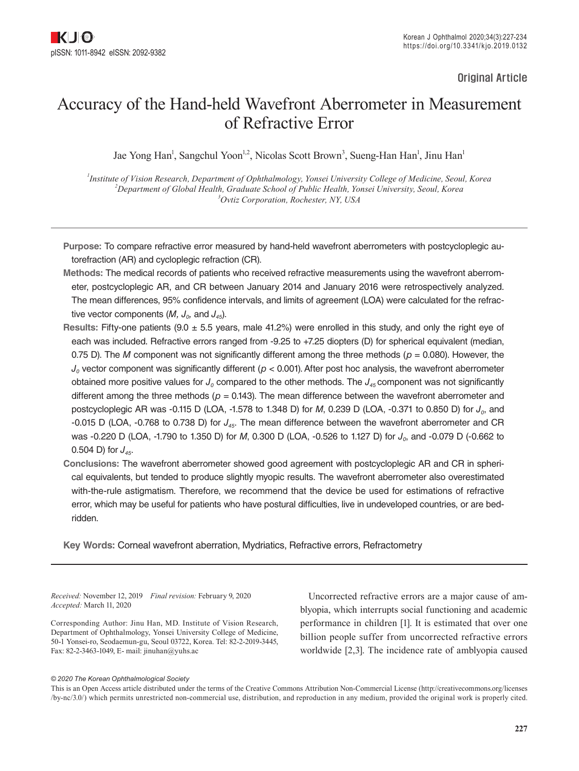Original Article

# Accuracy of the Hand-held Wavefront Aberrometer in Measurement of Refractive Error

Jae Yong Han[1], Sangchul Yoon[1,2], Nicolas Scott Brown[3], Sueng-Han Han[1], Jinu Han[1]

[1]*Institute of Vision Research, Department of Ophthalmology, Yonsei University College of Medicine, Seoul, Korea*
[2]*Department of Global Health, Graduate School of Public Health, Yonsei University, Seoul, Korea*
[3]*Ovtiz Corporation, Rochester, NY, USA*

---

**Purpose:** To compare refractive error measured by hand-held wavefront aberrometers with postcycloplegic autorefraction (AR) and cycloplegic refraction (CR).

**Methods:** The medical records of patients who received refractive measurements using the wavefront aberrometer, postcycloplegic AR, and CR between January 2014 and January 2016 were retrospectively analyzed. The mean differences, 95% confidence intervals, and limits of agreement (LOA) were calculated for the refractive vector components ($M$, $J_0$, and $J_{45}$).

**Results:** Fifty-one patients (9.0 ± 5.5 years, male 41.2%) were enrolled in this study, and only the right eye of each was included. Refractive errors ranged from -9.25 to +7.25 diopters (D) for spherical equivalent (median, 0.75 D). The $M$ component was not significantly different among the three methods ($p = 0.080$). However, the $J_0$ vector component was significantly different ($p < 0.001$). After post hoc analysis, the wavefront aberrometer obtained more positive values for $J_0$ compared to the other methods. The $J_{45}$ component was not significantly different among the three methods ($p = 0.143$). The mean difference between the wavefront aberrometer and postcycloplegic AR was -0.115 D (LOA, -1.578 to 1.348 D) for $M$, 0.239 D (LOA, -0.371 to 0.850 D) for $J_0$, and -0.015 D (LOA, -0.768 to 0.738 D) for $J_{45}$. The mean difference between the wavefront aberrometer and CR was -0.220 D (LOA, -1.790 to 1.350 D) for $M$, 0.300 D (LOA, -0.526 to 1.127 D) for $J_0$, and -0.079 D (-0.662 to 0.504 D) for $J_{45}$.

**Conclusions:** The wavefront aberrometer showed good agreement with postcycloplegic AR and CR in spherical equivalents, but tended to produce slightly myopic results. The wavefront aberrometer also overestimated with-the-rule astigmatism. Therefore, we recommend that the device be used for estimations of refractive error, which may be useful for patients who have postural difficulties, live in undeveloped countries, or are bedridden.

**Key Words:** Corneal wavefront aberration, Mydriatics, Refractive errors, Refractometry

---

*Received:* November 12, 2019 *Final revision:* February 9, 2020
*Accepted:* March 11, 2020

Corresponding Author: Jinu Han, MD. Institute of Vision Research, Department of Ophthalmology, Yonsei University College of Medicine, 50-1 Yonsei-ro, Seodaemun-gu, Seoul 03722, Korea. Tel: 82-2-2019-3445, Fax: 82-2-3463-1049, E- mail: jinuhan@yuhs.ac

Uncorrected refractive errors are a major cause of amblyopia, which interrupts social functioning and academic performance in children [1]. It is estimated that over one billion people suffer from uncorrected refractive errors worldwide [2,3]. The incidence rate of amblyopia caused

*© 2020 The Korean Ophthalmological Society*

This is an Open Access article distributed under the terms of the Creative Commons Attribution Non-Commercial License (http://creativecommons.org/licenses/by-nc/3.0/) which permits unrestricted non-commercial use, distribution, and reproduction in any medium, provided the original work is properly cited.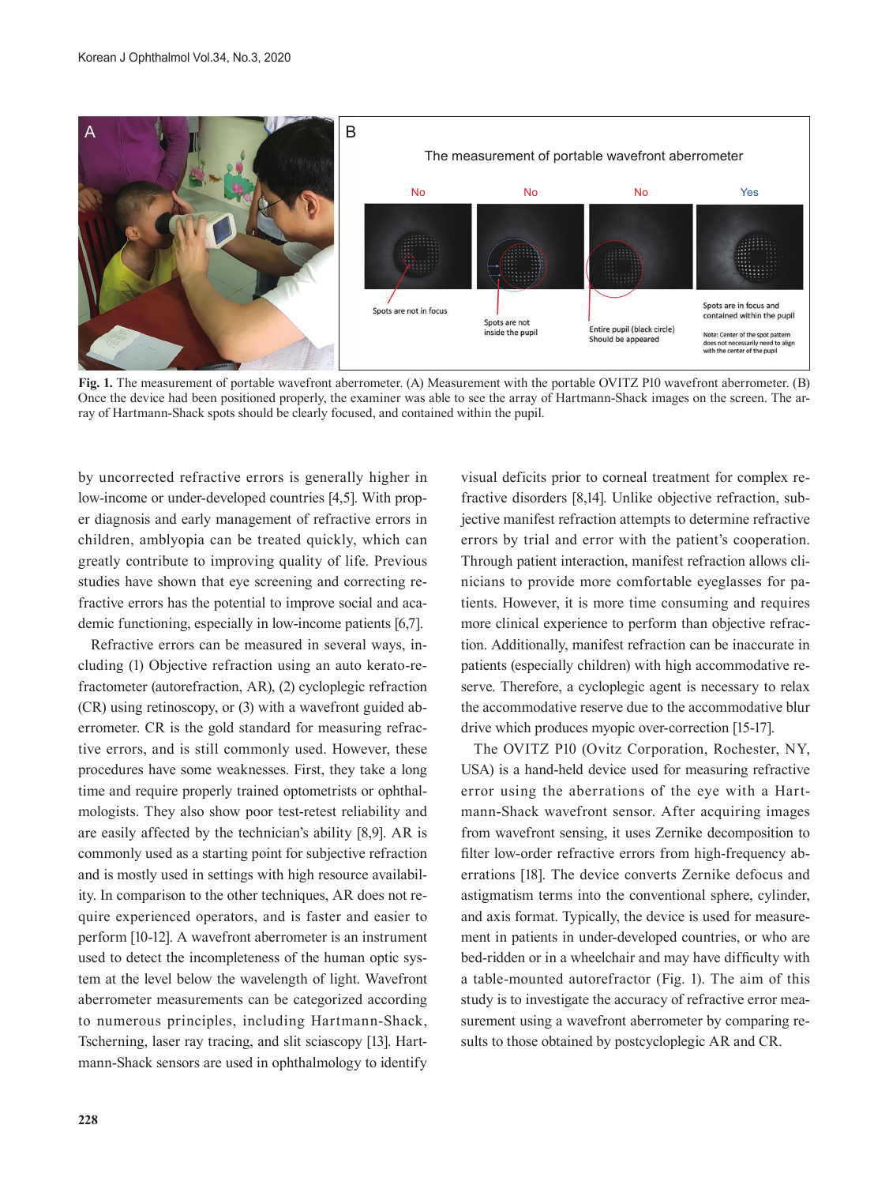**Fig. 1.** The measurement of portable wavefront aberrometer. (A) Measurement with the portable OVITZ P10 wavefront aberrometer. (B) Once the device had been positioned properly, the examiner was able to see the array of Hartmann-Shack images on the screen. The array of Hartmann-Shack spots should be clearly focused, and contained within the pupil.

by uncorrected refractive errors is generally higher in low-income or under-developed countries [4,5]. With proper diagnosis and early management of refractive errors in children, amblyopia can be treated quickly, which can greatly contribute to improving quality of life. Previous studies have shown that eye screening and correcting refractive errors has the potential to improve social and academic functioning, especially in low-income patients [6,7].

Refractive errors can be measured in several ways, including (1) Objective refraction using an auto kerato-refractometer (autorefraction, AR), (2) cycloplegic refraction (CR) using retinoscopy, or (3) with a wavefront guided aberrometer. CR is the gold standard for measuring refractive errors, and is still commonly used. However, these procedures have some weaknesses. First, they take a long time and require properly trained optometrists or ophthalmologists. They also show poor test-retest reliability and are easily affected by the technician's ability [8,9]. AR is commonly used as a starting point for subjective refraction and is mostly used in settings with high resource availability. In comparison to the other techniques, AR does not require experienced operators, and is faster and easier to perform [10-12]. A wavefront aberrometer is an instrument used to detect the incompleteness of the human optic system at the level below the wavelength of light. Wavefront aberrometer measurements can be categorized according to numerous principles, including Hartmann-Shack, Tscherning, laser ray tracing, and slit sciascopy [13]. Hartmann-Shack sensors are used in ophthalmology to identify visual deficits prior to corneal treatment for complex refractive disorders [8,14]. Unlike objective refraction, subjective manifest refraction attempts to determine refractive errors by trial and error with the patient's cooperation. Through patient interaction, manifest refraction allows clinicians to provide more comfortable eyeglasses for patients. However, it is more time consuming and requires more clinical experience to perform than objective refraction. Additionally, manifest refraction can be inaccurate in patients (especially children) with high accommodative reserve. Therefore, a cycloplegic agent is necessary to relax the accommodative reserve due to the accommodative blur drive which produces myopic over-correction [15-17].

The OVITZ P10 (Ovitz Corporation, Rochester, NY, USA) is a hand-held device used for measuring refractive error using the aberrations of the eye with a Hartmann-Shack wavefront sensor. After acquiring images from wavefront sensing, it uses Zernike decomposition to filter low-order refractive errors from high-frequency aberrations [18]. The device converts Zernike defocus and astigmatism terms into the conventional sphere, cylinder, and axis format. Typically, the device is used for measurement in patients in under-developed countries, or who are bed-ridden or in a wheelchair and may have difficulty with a table-mounted autorefractor (Fig. 1). The aim of this study is to investigate the accuracy of refractive error measurement using a wavefront aberrometer by comparing results to those obtained by postcycloplegic AR and CR.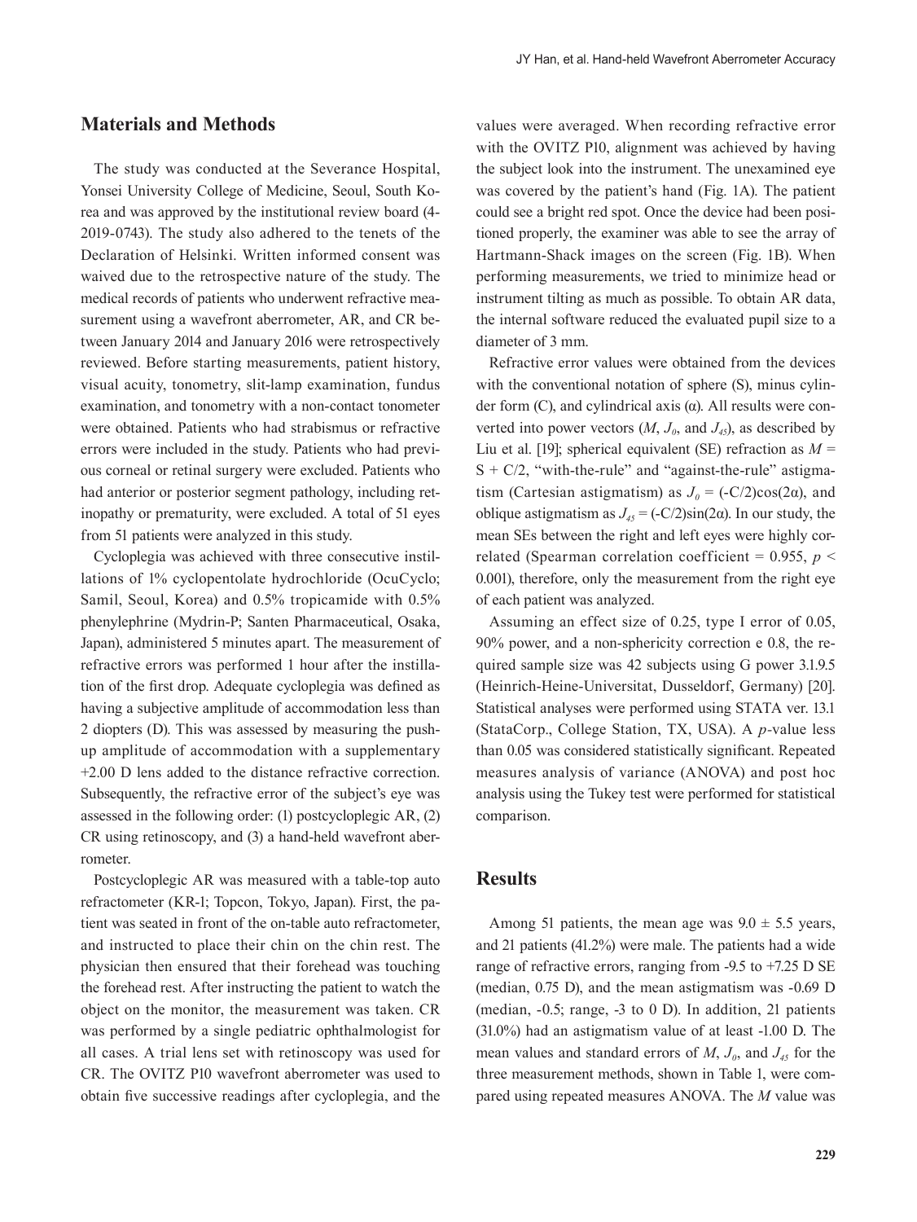## Materials and Methods

The study was conducted at the Severance Hospital, Yonsei University College of Medicine, Seoul, South Korea and was approved by the institutional review board (4-2019-0743). The study also adhered to the tenets of the Declaration of Helsinki. Written informed consent was waived due to the retrospective nature of the study. The medical records of patients who underwent refractive measurement using a wavefront aberrometer, AR, and CR between January 2014 and January 2016 were retrospectively reviewed. Before starting measurements, patient history, visual acuity, tonometry, slit-lamp examination, fundus examination, and tonometry with a non-contact tonometer were obtained. Patients who had strabismus or refractive errors were included in the study. Patients who had previous corneal or retinal surgery were excluded. Patients who had anterior or posterior segment pathology, including retinopathy or prematurity, were excluded. A total of 51 eyes from 51 patients were analyzed in this study.

Cycloplegia was achieved with three consecutive instillations of 1% cyclopentolate hydrochloride (OcuCyclo; Samil, Seoul, Korea) and 0.5% tropicamide with 0.5% phenylephrine (Mydrin-P; Santen Pharmaceutical, Osaka, Japan), administered 5 minutes apart. The measurement of refractive errors was performed 1 hour after the instillation of the first drop. Adequate cycloplegia was defined as having a subjective amplitude of accommodation less than 2 diopters (D). This was assessed by measuring the push-up amplitude of accommodation with a supplementary +2.00 D lens added to the distance refractive correction. Subsequently, the refractive error of the subject's eye was assessed in the following order: (1) postcycloplegic AR, (2) CR using retinoscopy, and (3) a hand-held wavefront aberrometer.

Postcycloplegic AR was measured with a table-top auto refractometer (KR-1; Topcon, Tokyo, Japan). First, the patient was seated in front of the on-table auto refractometer, and instructed to place their chin on the chin rest. The physician then ensured that their forehead was touching the forehead rest. After instructing the patient to watch the object on the monitor, the measurement was taken. CR was performed by a single pediatric ophthalmologist for all cases. A trial lens set with retinoscopy was used for CR. The OVITZ P10 wavefront aberrometer was used to obtain five successive readings after cycloplegia, and the values were averaged. When recording refractive error with the OVITZ P10, alignment was achieved by having the subject look into the instrument. The unexamined eye was covered by the patient's hand (Fig. 1A). The patient could see a bright red spot. Once the device had been positioned properly, the examiner was able to see the array of Hartmann-Shack images on the screen (Fig. 1B). When performing measurements, we tried to minimize head or instrument tilting as much as possible. To obtain AR data, the internal software reduced the evaluated pupil size to a diameter of 3 mm.

Refractive error values were obtained from the devices with the conventional notation of sphere (S), minus cylinder form (C), and cylindrical axis (α). All results were converted into power vectors ($M$, $J_0$, and $J_{45}$), as described by Liu et al. [19]; spherical equivalent (SE) refraction as $M = S + C/2$, "with-the-rule" and "against-the-rule" astigmatism (Cartesian astigmatism) as $J_0 = (-C/2)\cos(2\alpha)$, and oblique astigmatism as $J_{45} = (-C/2)\sin(2\alpha)$. In our study, the mean SEs between the right and left eyes were highly correlated (Spearman correlation coefficient = 0.955, $p < 0.001$), therefore, only the measurement from the right eye of each patient was analyzed.

Assuming an effect size of 0.25, type I error of 0.05, 90% power, and a non-sphericity correction e 0.8, the required sample size was 42 subjects using G power 3.1.9.5 (Heinrich-Heine-Universitat, Dusseldorf, Germany) [20]. Statistical analyses were performed using STATA ver. 13.1 (StataCorp., College Station, TX, USA). A $p$-value less than 0.05 was considered statistically significant. Repeated measures analysis of variance (ANOVA) and post hoc analysis using the Tukey test were performed for statistical comparison.

## Results

Among 51 patients, the mean age was 9.0 ± 5.5 years, and 21 patients (41.2%) were male. The patients had a wide range of refractive errors, ranging from -9.5 to +7.25 D SE (median, 0.75 D), and the mean astigmatism was -0.69 D (median, -0.5; range, -3 to 0 D). In addition, 21 patients (31.0%) had an astigmatism value of at least -1.00 D. The mean values and standard errors of $M$, $J_0$, and $J_{45}$ for the three measurement methods, shown in Table 1, were compared using repeated measures ANOVA. The $M$ value was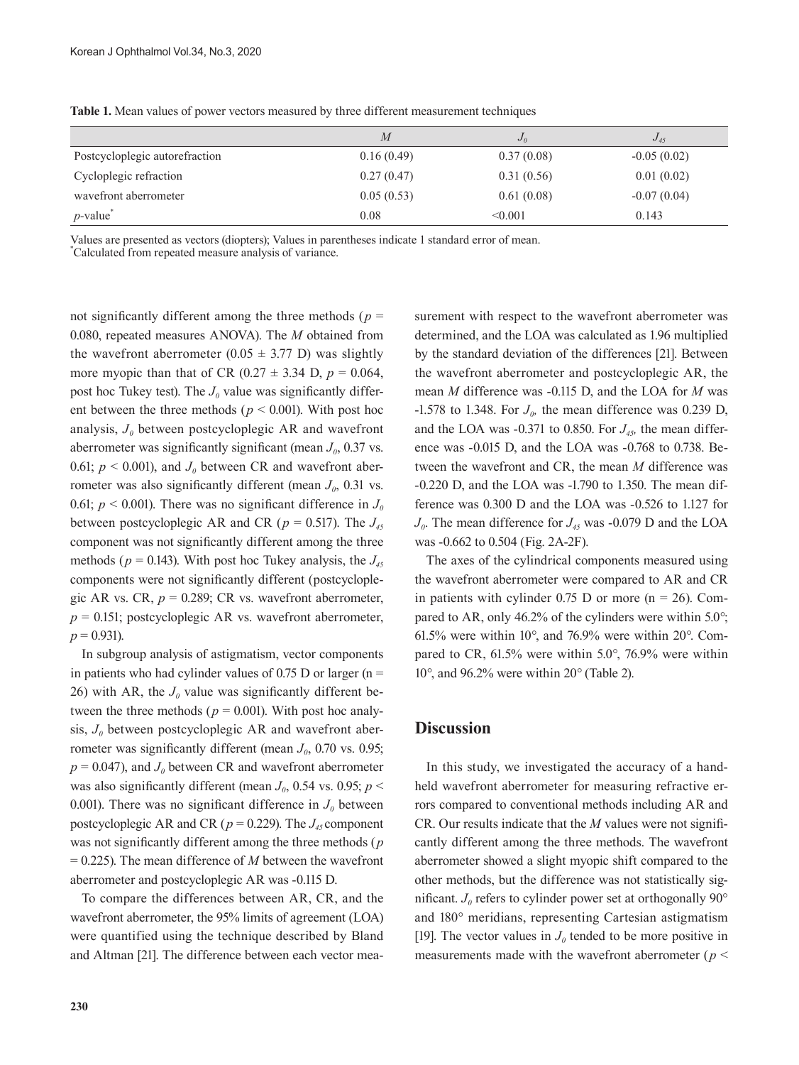**Table 1.** Mean values of power vectors measured by three different measurement techniques

| | $M$ | $J_0$ | $J_{45}$ |
|---|---|---|---|
| Postcycloplegic autorefraction | 0.16 (0.49) | 0.37 (0.08) | -0.05 (0.02) |
| Cycloplegic refraction | 0.27 (0.47) | 0.31 (0.56) | 0.01 (0.02) |
| wavefront aberrometer | 0.05 (0.53) | 0.61 (0.08) | -0.07 (0.04) |
| $p$-value* | 0.08 | <0.001 | 0.143 |

Values are presented as vectors (diopters); Values in parentheses indicate 1 standard error of mean.
*Calculated from repeated measure analysis of variance.

not significantly different among the three methods ($p$ = 0.080, repeated measures ANOVA). The $M$ obtained from the wavefront aberrometer (0.05 ± 3.77 D) was slightly more myopic than that of CR (0.27 ± 3.34 D, $p$ = 0.064, post hoc Tukey test). The $J_0$ value was significantly different between the three methods ($p$ < 0.001). With post hoc analysis, $J_0$ between postcycloplegic AR and wavefront aberrometer was significantly significant (mean $J_0$, 0.37 vs. 0.61; $p$ < 0.001), and $J_0$ between CR and wavefront aberrometer was also significantly different (mean $J_0$, 0.31 vs. 0.61; $p$ < 0.001). There was no significant difference in $J_0$ between postcycloplegic AR and CR ($p$ = 0.517). The $J_{45}$ component was not significantly different among the three methods ($p$ = 0.143). With post hoc Tukey analysis, the $J_{45}$ components were not significantly different (postcycloplegic AR vs. CR, $p$ = 0.289; CR vs. wavefront aberrometer, $p$ = 0.151; postcycloplegic AR vs. wavefront aberrometer, $p$ = 0.931).

In subgroup analysis of astigmatism, vector components in patients who had cylinder values of 0.75 D or larger (n = 26) with AR, the $J_0$ value was significantly different between the three methods ($p$ = 0.001). With post hoc analysis, $J_0$ between postcycloplegic AR and wavefront aberrometer was significantly different (mean $J_0$, 0.70 vs. 0.95; $p$ = 0.047), and $J_0$ between CR and wavefront aberrometer was also significantly different (mean $J_0$, 0.54 vs. 0.95; $p$ < 0.001). There was no significant difference in $J_0$ between postcycloplegic AR and CR ($p$ = 0.229). The $J_{45}$ component was not significantly different among the three methods ($p$ = 0.225). The mean difference of $M$ between the wavefront aberrometer and postcycloplegic AR was -0.115 D.

To compare the differences between AR, CR, and the wavefront aberrometer, the 95% limits of agreement (LOA) were quantified using the technique described by Bland and Altman [21]. The difference between each vector measurement with respect to the wavefront aberrometer was determined, and the LOA was calculated as 1.96 multiplied by the standard deviation of the differences [21]. Between the wavefront aberrometer and postcycloplegic AR, the mean $M$ difference was -0.115 D, and the LOA for $M$ was -1.578 to 1.348. For $J_0$, the mean difference was 0.239 D, and the LOA was -0.371 to 0.850. For $J_{45}$, the mean difference was -0.015 D, and the LOA was -0.768 to 0.738. Between the wavefront and CR, the mean $M$ difference was -0.220 D, and the LOA was -1.790 to 1.350. The mean difference was 0.300 D and the LOA was -0.526 to 1.127 for $J_0$. The mean difference for $J_{45}$ was -0.079 D and the LOA was -0.662 to 0.504 (Fig. 2A-2F).

The axes of the cylindrical components measured using the wavefront aberrometer were compared to AR and CR in patients with cylinder 0.75 D or more (n = 26). Compared to AR, only 46.2% of the cylinders were within 5.0°; 61.5% were within 10°, and 76.9% were within 20°. Compared to CR, 61.5% were within 5.0°, 76.9% were within 10°, and 96.2% were within 20° (Table 2).

## Discussion

In this study, we investigated the accuracy of a handheld wavefront aberrometer for measuring refractive errors compared to conventional methods including AR and CR. Our results indicate that the $M$ values were not significantly different among the three methods. The wavefront aberrometer showed a slight myopic shift compared to the other methods, but the difference was not statistically significant. $J_0$ refers to cylinder power set at orthogonally 90° and 180° meridians, representing Cartesian astigmatism [19]. The vector values in $J_0$ tended to be more positive in measurements made with the wavefront aberrometer ($p$ <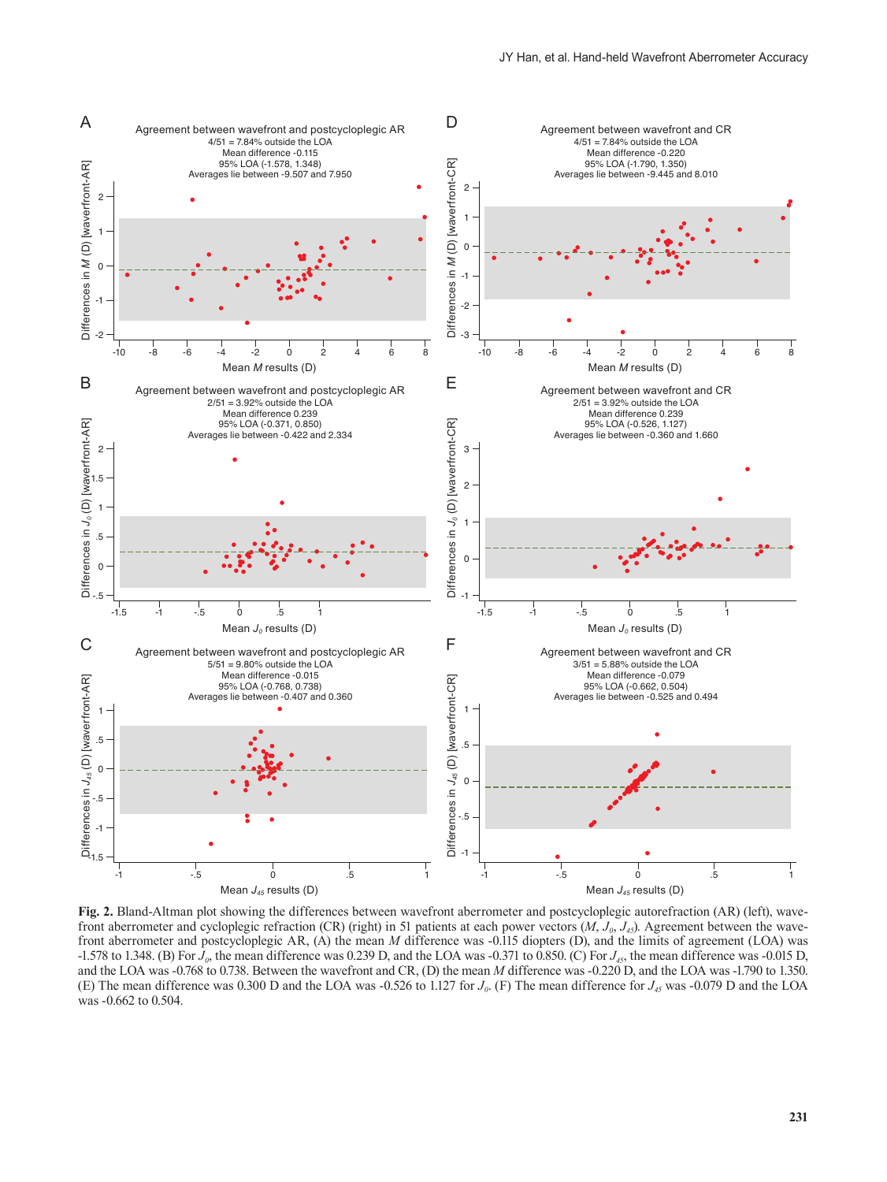**Fig. 2.** Bland-Altman plot showing the differences between wavefront aberrometer and postcycloplegic autorefraction (AR) (left), wavefront aberrometer and cycloplegic refraction (CR) (right) in 51 patients at each power vectors ($M$, $J_0$, $J_{45}$). Agreement between the wavefront aberrometer and postcycloplegic AR, (A) the mean $M$ difference was -0.115 diopters (D), and the limits of agreement (LOA) was -1.578 to 1.348. (B) For $J_0$, the mean difference was 0.239 D, and the LOA was -0.371 to 0.850. (C) For $J_{45}$, the mean difference was -0.015 D, and the LOA was -0.768 to 0.738. Between the wavefront and CR, (D) the mean $M$ difference was -0.220 D, and the LOA was -1.790 to 1.350. (E) The mean difference was 0.300 D and the LOA was -0.526 to 1.127 for $J_0$. (F) The mean difference for $J_{45}$ was -0.079 D and the LOA was -0.662 to 0.504.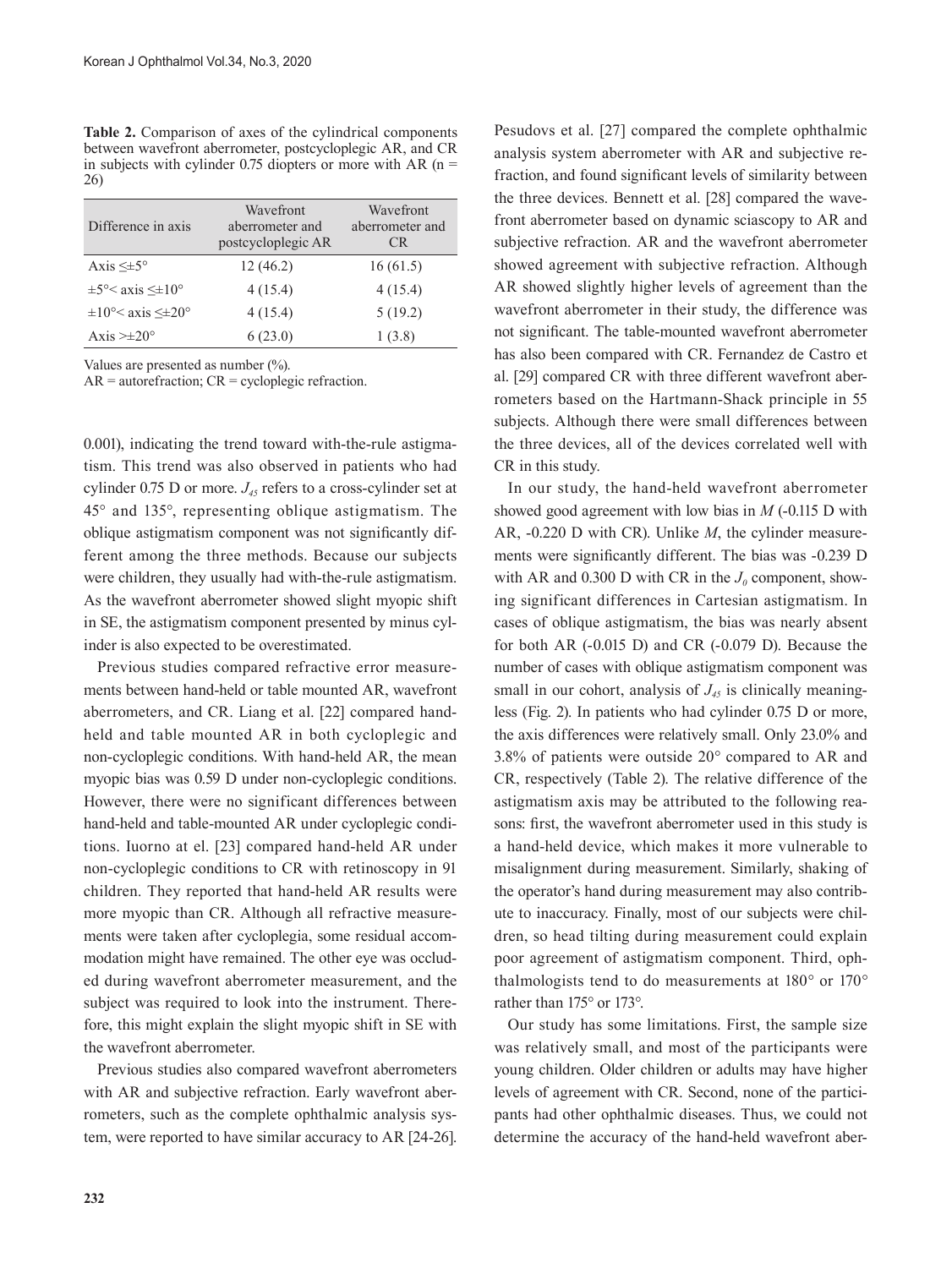**Table 2.** Comparison of axes of the cylindrical components between wavefront aberrometer, postcycloplegic AR, and CR in subjects with cylinder 0.75 diopters or more with AR (n = 26)

| Difference in axis | Wavefront aberrometer and postcycloplegic AR | Wavefront aberrometer and CR |
|---|---|---|
| Axis ≤±5° | 12 (46.2) | 16 (61.5) |
| ±5°< axis ≤±10° | 4 (15.4) | 4 (15.4) |
| ±10°< axis ≤±20° | 4 (15.4) | 5 (19.2) |
| Axis >±20° | 6 (23.0) | 1 (3.8) |

Values are presented as number (%).

AR = autorefraction; CR = cycloplegic refraction.

0.001), indicating the trend toward with-the-rule astigmatism. This trend was also observed in patients who had cylinder 0.75 D or more. $J_{45}$ refers to a cross-cylinder set at 45° and 135°, representing oblique astigmatism. The oblique astigmatism component was not significantly different among the three methods. Because our subjects were children, they usually had with-the-rule astigmatism. As the wavefront aberrometer showed slight myopic shift in SE, the astigmatism component presented by minus cylinder is also expected to be overestimated.

Previous studies compared refractive error measurements between hand-held or table mounted AR, wavefront aberrometers, and CR. Liang et al. [22] compared hand-held and table mounted AR in both cycloplegic and non-cycloplegic conditions. With hand-held AR, the mean myopic bias was 0.59 D under non-cycloplegic conditions. However, there were no significant differences between hand-held and table-mounted AR under cycloplegic conditions. Iuorno at el. [23] compared hand-held AR under non-cycloplegic conditions to CR with retinoscopy in 91 children. They reported that hand-held AR results were more myopic than CR. Although all refractive measurements were taken after cycloplegia, some residual accommodation might have remained. The other eye was occluded during wavefront aberrometer measurement, and the subject was required to look into the instrument. Therefore, this might explain the slight myopic shift in SE with the wavefront aberrometer.

Previous studies also compared wavefront aberrometers with AR and subjective refraction. Early wavefront aberrometers, such as the complete ophthalmic analysis system, were reported to have similar accuracy to AR [24-26]. Pesudovs et al. [27] compared the complete ophthalmic analysis system aberrometer with AR and subjective refraction, and found significant levels of similarity between the three devices. Bennett et al. [28] compared the wavefront aberrometer based on dynamic sciascopy to AR and subjective refraction. AR and the wavefront aberrometer showed agreement with subjective refraction. Although AR showed slightly higher levels of agreement than the wavefront aberrometer in their study, the difference was not significant. The table-mounted wavefront aberrometer has also been compared with CR. Fernandez de Castro et al. [29] compared CR with three different wavefront aberrometers based on the Hartmann-Shack principle in 55 subjects. Although there were small differences between the three devices, all of the devices correlated well with CR in this study.

In our study, the hand-held wavefront aberrometer showed good agreement with low bias in $M$ (-0.115 D with AR, -0.220 D with CR). Unlike $M$, the cylinder measurements were significantly different. The bias was -0.239 D with AR and 0.300 D with CR in the $J_0$ component, showing significant differences in Cartesian astigmatism. In cases of oblique astigmatism, the bias was nearly absent for both AR (-0.015 D) and CR (-0.079 D). Because the number of cases with oblique astigmatism component was small in our cohort, analysis of $J_{45}$ is clinically meaningless (Fig. 2). In patients who had cylinder 0.75 D or more, the axis differences were relatively small. Only 23.0% and 3.8% of patients were outside 20° compared to AR and CR, respectively (Table 2). The relative difference of the astigmatism axis may be attributed to the following reasons: first, the wavefront aberrometer used in this study is a hand-held device, which makes it more vulnerable to misalignment during measurement. Similarly, shaking of the operator's hand during measurement may also contribute to inaccuracy. Finally, most of our subjects were children, so head tilting during measurement could explain poor agreement of astigmatism component. Third, ophthalmologists tend to do measurements at 180° or 170° rather than 175° or 173°.

Our study has some limitations. First, the sample size was relatively small, and most of the participants were young children. Older children or adults may have higher levels of agreement with CR. Second, none of the participants had other ophthalmic diseases. Thus, we could not determine the accuracy of the hand-held wavefront aber-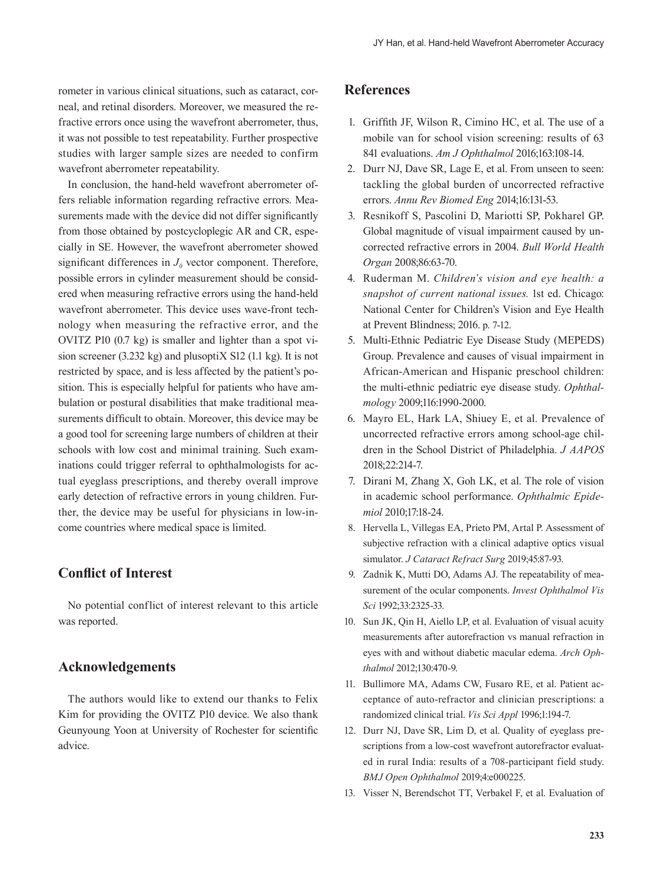rometer in various clinical situations, such as cataract, corneal, and retinal disorders. Moreover, we measured the refractive errors once using the wavefront aberrometer, thus, it was not possible to test repeatability. Further prospective studies with larger sample sizes are needed to confirm wavefront aberrometer repeatability.

In conclusion, the hand-held wavefront aberrometer offers reliable information regarding refractive errors. Measurements made with the device did not differ significantly from those obtained by postcycloplegic AR and CR, especially in SE. However, the wavefront aberrometer showed significant differences in $J_0$ vector component. Therefore, possible errors in cylinder measurement should be considered when measuring refractive errors using the hand-held wavefront aberrometer. This device uses wave-front technology when measuring the refractive error, and the OVITZ P10 (0.7 kg) is smaller and lighter than a spot vision screener (3.232 kg) and plusoptiX S12 (1.1 kg). It is not restricted by space, and is less affected by the patient's position. This is especially helpful for patients who have ambulation or postural disabilities that make traditional measurements difficult to obtain. Moreover, this device may be a good tool for screening large numbers of children at their schools with low cost and minimal training. Such examinations could trigger referral to ophthalmologists for actual eyeglass prescriptions, and thereby overall improve early detection of refractive errors in young children. Further, the device may be useful for physicians in low-income countries where medical space is limited.

## Conflict of Interest

No potential conflict of interest relevant to this article was reported.

## Acknowledgements

The authors would like to extend our thanks to Felix Kim for providing the OVITZ P10 device. We also thank Geunyoung Yoon at University of Rochester for scientific advice.

## References

1. Griffith JF, Wilson R, Cimino HC, et al. The use of a mobile van for school vision screening: results of 63 841 evaluations. *Am J Ophthalmol* 2016;163:108-14.
2. Durr NJ, Dave SR, Lage E, et al. From unseen to seen: tackling the global burden of uncorrected refractive errors. *Annu Rev Biomed Eng* 2014;16:131-53.
3. Resnikoff S, Pascolini D, Mariotti SP, Pokharel GP. Global magnitude of visual impairment caused by uncorrected refractive errors in 2004. *Bull World Health Organ* 2008;86:63-70.
4. Ruderman M. *Children's vision and eye health: a snapshot of current national issues.* 1st ed. Chicago: National Center for Children's Vision and Eye Health at Prevent Blindness; 2016. p. 7-12.
5. Multi-Ethnic Pediatric Eye Disease Study (MEPEDS) Group. Prevalence and causes of visual impairment in African-American and Hispanic preschool children: the multi-ethnic pediatric eye disease study. *Ophthalmology* 2009;116:1990-2000.
6. Mayro EL, Hark LA, Shiuey E, et al. Prevalence of uncorrected refractive errors among school-age children in the School District of Philadelphia. *J AAPOS* 2018;22:214-7.
7. Dirani M, Zhang X, Goh LK, et al. The role of vision in academic school performance. *Ophthalmic Epidemiol* 2010;17:18-24.
8. Hervella L, Villegas EA, Prieto PM, Artal P. Assessment of subjective refraction with a clinical adaptive optics visual simulator. *J Cataract Refract Surg* 2019;45:87-93.
9. Zadnik K, Mutti DO, Adams AJ. The repeatability of measurement of the ocular components. *Invest Ophthalmol Vis Sci* 1992;33:2325-33.
10. Sun JK, Qin H, Aiello LP, et al. Evaluation of visual acuity measurements after autorefraction vs manual refraction in eyes with and without diabetic macular edema. *Arch Ophthalmol* 2012;130:470-9.
11. Bullimore MA, Adams CW, Fusaro RE, et al. Patient acceptance of auto-refractor and clinician prescriptions: a randomized clinical trial. *Vis Sci Appl* 1996;1:194-7.
12. Durr NJ, Dave SR, Lim D, et al. Quality of eyeglass prescriptions from a low-cost wavefront autorefractor evaluated in rural India: results of a 708-participant field study. *BMJ Open Ophthalmol* 2019;4:e000225.
13. Visser N, Berendschot TT, Verbakel F, et al. Evaluation of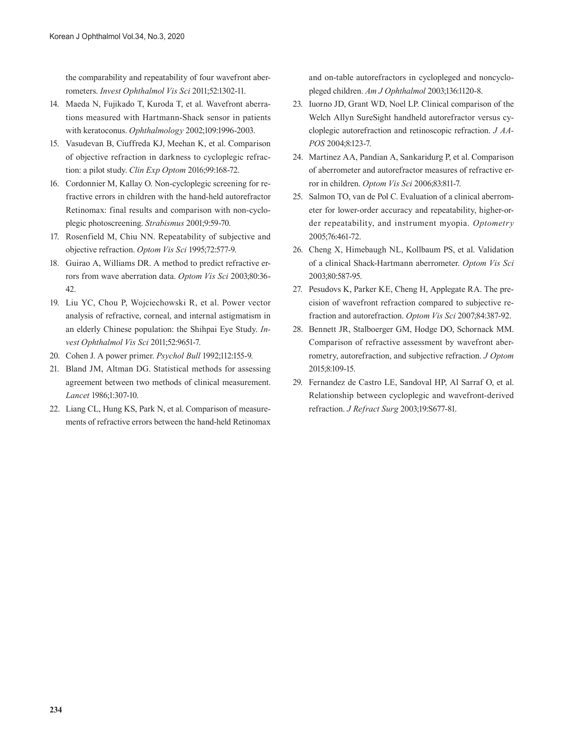the comparability and repeatability of four wavefront aberrometers. *Invest Ophthalmol Vis Sci* 2011;52:1302-11.

14. Maeda N, Fujikado T, Kuroda T, et al. Wavefront aberrations measured with Hartmann-Shack sensor in patients with keratoconus. *Ophthalmology* 2002;109:1996-2003.
15. Vasudevan B, Ciuffreda KJ, Meehan K, et al. Comparison of objective refraction in darkness to cycloplegic refraction: a pilot study. *Clin Exp Optom* 2016;99:168-72.
16. Cordonnier M, Kallay O. Non-cycloplegic screening for refractive errors in children with the hand-held autorefractor Retinomax: final results and comparison with non-cycloplegic photoscreening. *Strabismus* 2001;9:59-70.
17. Rosenfield M, Chiu NN. Repeatability of subjective and objective refraction. *Optom Vis Sci* 1995;72:577-9.
18. Guirao A, Williams DR. A method to predict refractive errors from wave aberration data. *Optom Vis Sci* 2003;80:36-42.
19. Liu YC, Chou P, Wojciechowski R, et al. Power vector analysis of refractive, corneal, and internal astigmatism in an elderly Chinese population: the Shihpai Eye Study. *Invest Ophthalmol Vis Sci* 2011;52:9651-7.
20. Cohen J. A power primer. *Psychol Bull* 1992;112:155-9.
21. Bland JM, Altman DG. Statistical methods for assessing agreement between two methods of clinical measurement. *Lancet* 1986;1:307-10.
22. Liang CL, Hung KS, Park N, et al. Comparison of measurements of refractive errors between the hand-held Retinomax and on-table autorefractors in cyclopleged and noncyclopleged children. *Am J Ophthalmol* 2003;136:1120-8.
23. Iuorno JD, Grant WD, Noel LP. Clinical comparison of the Welch Allyn SureSight handheld autorefractor versus cycloplegic autorefraction and retinoscopic refraction. *J AAPOS* 2004;8:123-7.
24. Martinez AA, Pandian A, Sankaridurg P, et al. Comparison of aberrometer and autorefractor measures of refractive error in children. *Optom Vis Sci* 2006;83:811-7.
25. Salmon TO, van de Pol C. Evaluation of a clinical aberrometer for lower-order accuracy and repeatability, higher-order repeatability, and instrument myopia. *Optometry* 2005;76:461-72.
26. Cheng X, Himebaugh NL, Kollbaum PS, et al. Validation of a clinical Shack-Hartmann aberrometer. *Optom Vis Sci* 2003;80:587-95.
27. Pesudovs K, Parker KE, Cheng H, Applegate RA. The precision of wavefront refraction compared to subjective refraction and autorefraction. *Optom Vis Sci* 2007;84:387-92.
28. Bennett JR, Stalboerger GM, Hodge DO, Schornack MM. Comparison of refractive assessment by wavefront aberrometry, autorefraction, and subjective refraction. *J Optom* 2015;8:109-15.
29. Fernandez de Castro LE, Sandoval HP, Al Sarraf O, et al. Relationship between cycloplegic and wavefront-derived refraction. *J Refract Surg* 2003;19:S677-81.